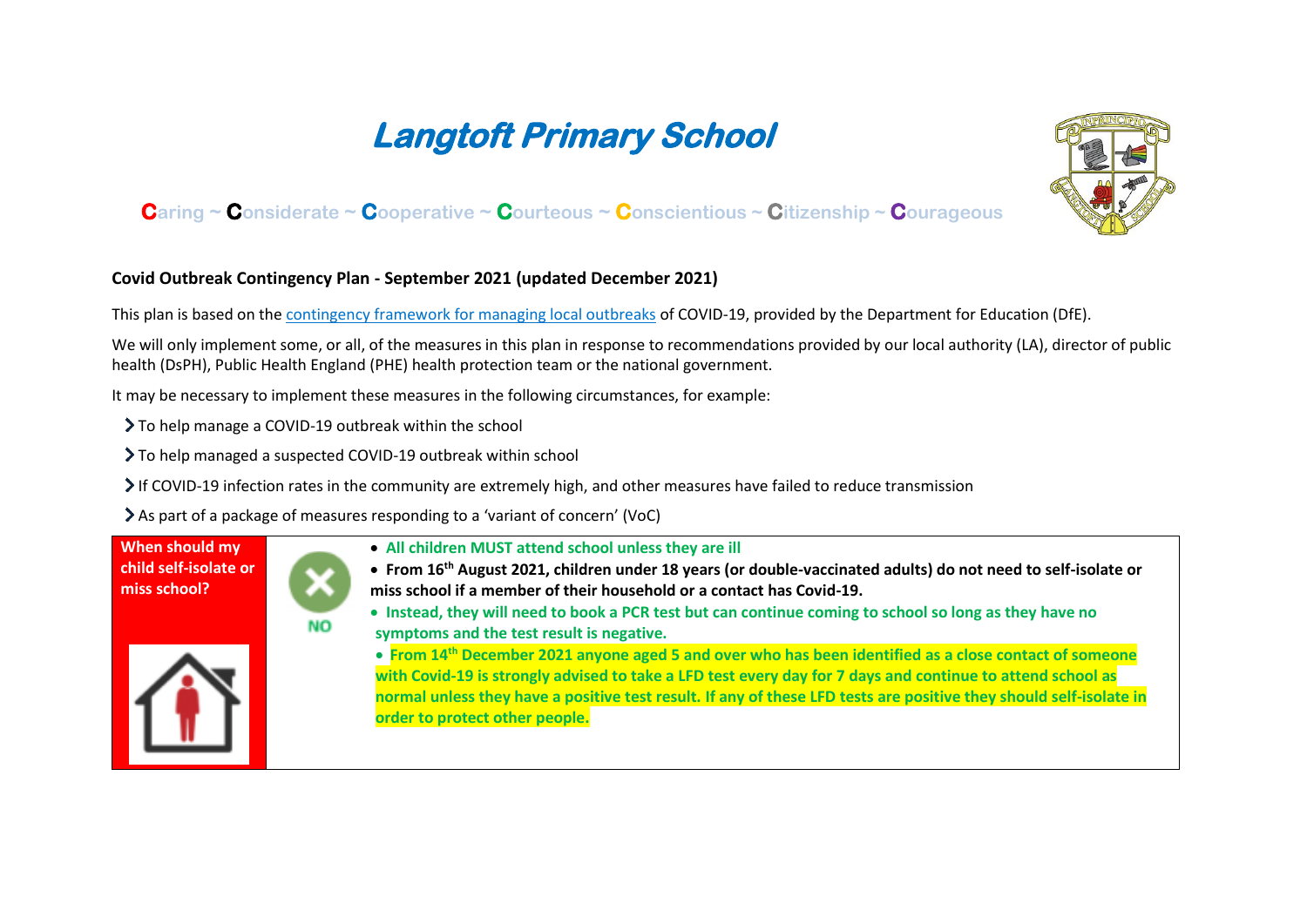# Langtoft Primary School

Caring ~ Considerate ~ Cooperative ~ Courteous ~ Conscientious ~ Citizenship ~ Courageous

**Covid Outbreak Contingency Plan - September 2021 (updated December 2021)**

This plan is based on the contingency framework for managing local outbreaks of COVID-19, provided by the Department for Education (DfE).

We will only implement some, or all, of the measures in this plan in response to recommendations provided by our local authority (LA), director of public health (DsPH), Public Health England (PHE) health protection team or the national government.

It may be necessary to implement these measures in the following circumstances, for example:

- To help manage a COVID-19 outbreak within the school
- To help managed a suspected COVID-19 outbreak within school
- If COVID-19 infection rates in the community are extremely high, and other measures have failed to reduce transmission
- As part of a package of measures responding to a 'variant of concern' (VoC)

| When should my child self-isolate or miss school? | NO | • **All children MUST attend school unless they are ill**<br>• **From 16th August 2021, children under 18 years (or double-vaccinated adults) do not need to self-isolate or miss school if a member of their household or a contact has Covid-19.**<br>• **Instead, they will need to book a PCR test but can continue coming to school so long as they have no symptoms and the test result is negative.**<br>• **From 14th December 2021 anyone aged 5 and over who has been identified as a close contact of someone with Covid-19 is strongly advised to take a LFD test every day for 7 days and continue to attend school as normal unless they have a positive test result. If any of these LFD tests are positive they should self-isolate in order to protect other people.** |
|---|---|---|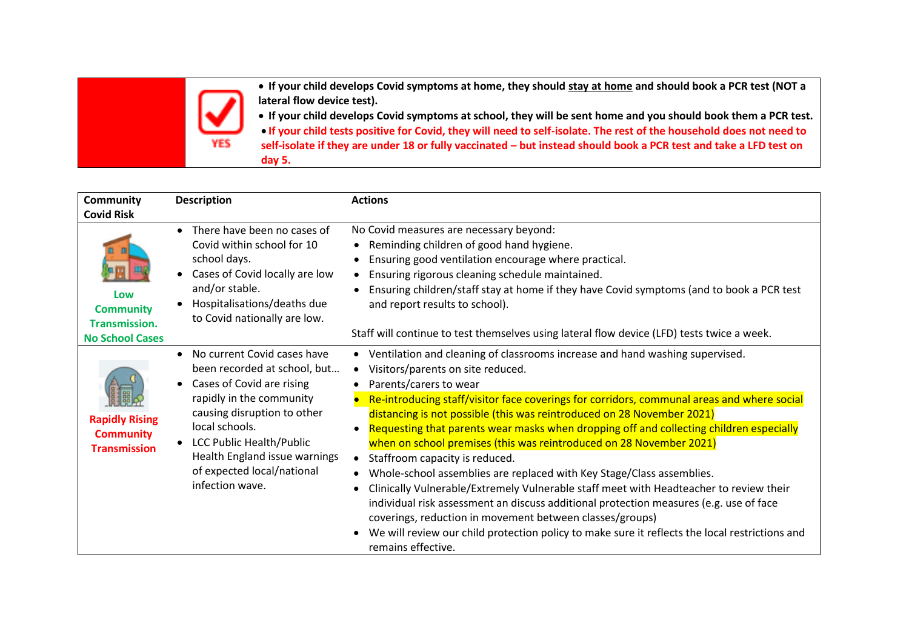| | | |
|---|---|---|
| | YES | • **If your child develops Covid symptoms at home, they should stay at home and should book a PCR test (NOT a lateral flow device test).**<br>• **If your child develops Covid symptoms at school, they will be sent home and you should book them a PCR test.**<br>• **If your child tests positive for Covid, they will need to self-isolate. The rest of the household does not need to self-isolate if they are under 18 or fully vaccinated – but instead should book a PCR test and take a LFD test on day 5.** |

| **Community Covid Risk** | **Description** | **Actions** |
|---|---|---|
| **Low Community Transmission. No School Cases** | • There have been no cases of Covid within school for 10 school days.<br>• Cases of Covid locally are low and/or stable.<br>• Hospitalisations/deaths due to Covid nationally are low. | No Covid measures are necessary beyond:<br>• Reminding children of good hand hygiene.<br>• Ensuring good ventilation encourage where practical.<br>• Ensuring rigorous cleaning schedule maintained.<br>• Ensuring children/staff stay at home if they have Covid symptoms (and to book a PCR test and report results to school).<br><br>Staff will continue to test themselves using lateral flow device (LFD) tests twice a week. |
| **Rapidly Rising Community Transmission** | • No current Covid cases have been recorded at school, but…<br>• Cases of Covid are rising rapidly in the community causing disruption to other local schools.<br>• LCC Public Health/Public Health England issue warnings of expected local/national infection wave. | • Ventilation and cleaning of classrooms increase and hand washing supervised.<br>• Visitors/parents on site reduced.<br>• Parents/carers to wear<br>• Re-introducing staff/visitor face coverings for corridors, communal areas and where social distancing is not possible (this was reintroduced on 28 November 2021)<br>• Requesting that parents wear masks when dropping off and collecting children especially when on school premises (this was reintroduced on 28 November 2021)<br>• Staffroom capacity is reduced.<br>• Whole-school assemblies are replaced with Key Stage/Class assemblies.<br>• Clinically Vulnerable/Extremely Vulnerable staff meet with Headteacher to review their individual risk assessment an discuss additional protection measures (e.g. use of face coverings, reduction in movement between classes/groups)<br>• We will review our child protection policy to make sure it reflects the local restrictions and remains effective. |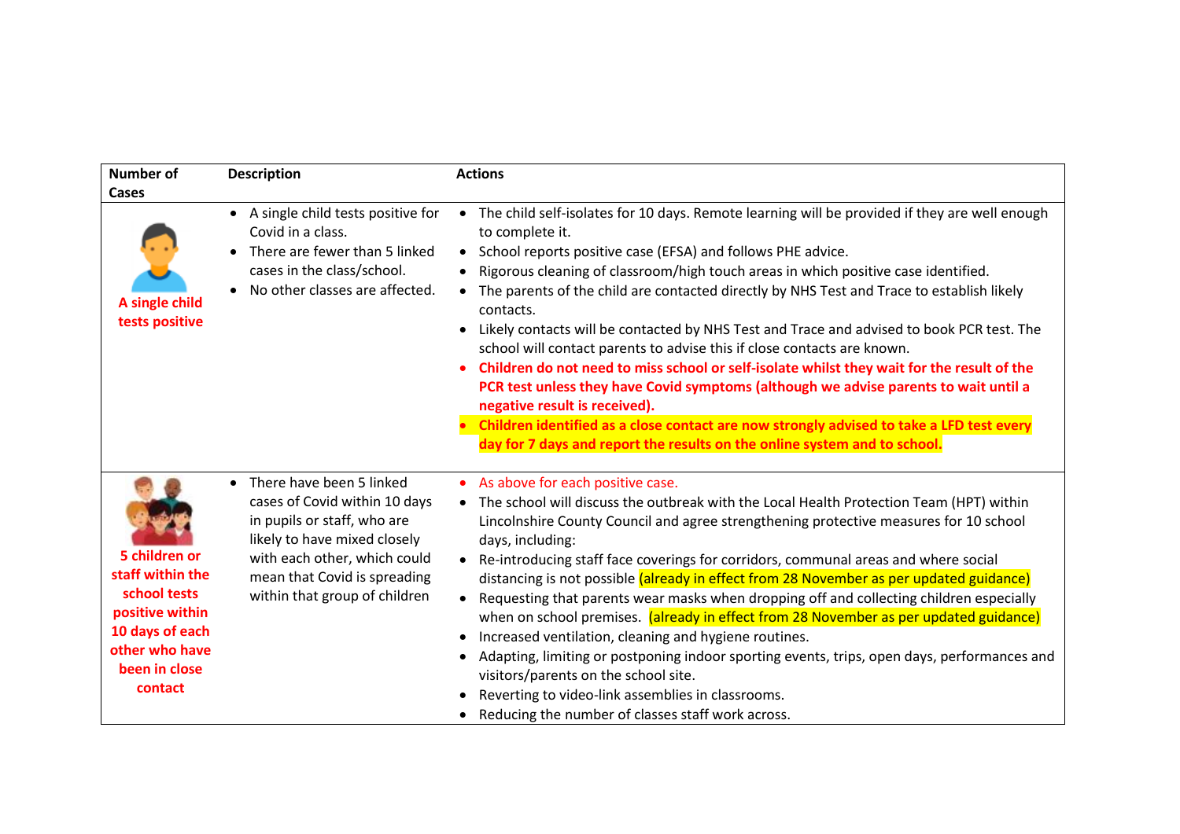| Number of Cases | Description | Actions |
| --- | --- | --- |
| **A single child tests positive** | • A single child tests positive for Covid in a class.<br>• There are fewer than 5 linked cases in the class/school.<br>• No other classes are affected. | • The child self-isolates for 10 days. Remote learning will be provided if they are well enough to complete it.<br>• School reports positive case (EFSA) and follows PHE advice.<br>• Rigorous cleaning of classroom/high touch areas in which positive case identified.<br>• The parents of the child are contacted directly by NHS Test and Trace to establish likely contacts.<br>• Likely contacts will be contacted by NHS Test and Trace and advised to book PCR test. The school will contact parents to advise this if close contacts are known.<br>• **Children do not need to miss school or self-isolate whilst they wait for the result of the PCR test unless they have Covid symptoms (although we advise parents to wait until a negative result is received).**<br>• **Children identified as a close contact are now strongly advised to take a LFD test every day for 7 days and report the results on the online system and to school.** |
| **5 children or staff within the school tests positive within 10 days of each other who have been in close contact** | • There have been 5 linked cases of Covid within 10 days in pupils or staff, who are likely to have mixed closely with each other, which could mean that Covid is spreading within that group of children | • As above for each positive case.<br>• The school will discuss the outbreak with the Local Health Protection Team (HPT) within Lincolnshire County Council and agree strengthening protective measures for 10 school days, including:<br>• Re-introducing staff face coverings for corridors, communal areas and where social distancing is not possible (already in effect from 28 November as per updated guidance)<br>• Requesting that parents wear masks when dropping off and collecting children especially when on school premises. (already in effect from 28 November as per updated guidance)<br>• Increased ventilation, cleaning and hygiene routines.<br>• Adapting, limiting or postponing indoor sporting events, trips, open days, performances and visitors/parents on the school site.<br>• Reverting to video-link assemblies in classrooms.<br>• Reducing the number of classes staff work across. |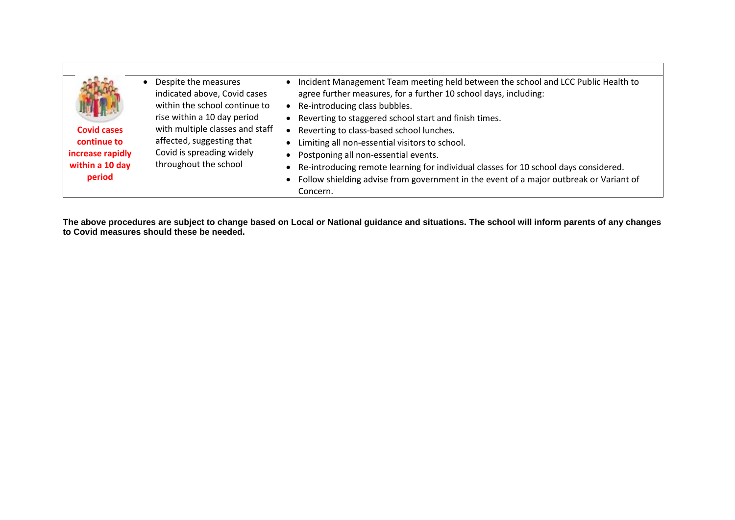| | | |
|---|---|---|
| **Covid cases continue to increase rapidly within a 10 day period** | • Despite the measures indicated above, Covid cases within the school continue to rise within a 10 day period with multiple classes and staff affected, suggesting that Covid is spreading widely throughout the school | • Incident Management Team meeting held between the school and LCC Public Health to agree further measures, for a further 10 school days, including:<br>• Re-introducing class bubbles.<br>• Reverting to staggered school start and finish times.<br>• Reverting to class-based school lunches.<br>• Limiting all non-essential visitors to school.<br>• Postponing all non-essential events.<br>• Re-introducing remote learning for individual classes for 10 school days considered.<br>• Follow shielding advise from government in the event of a major outbreak or Variant of Concern. |

**The above procedures are subject to change based on Local or National guidance and situations. The school will inform parents of any changes to Covid measures should these be needed.**